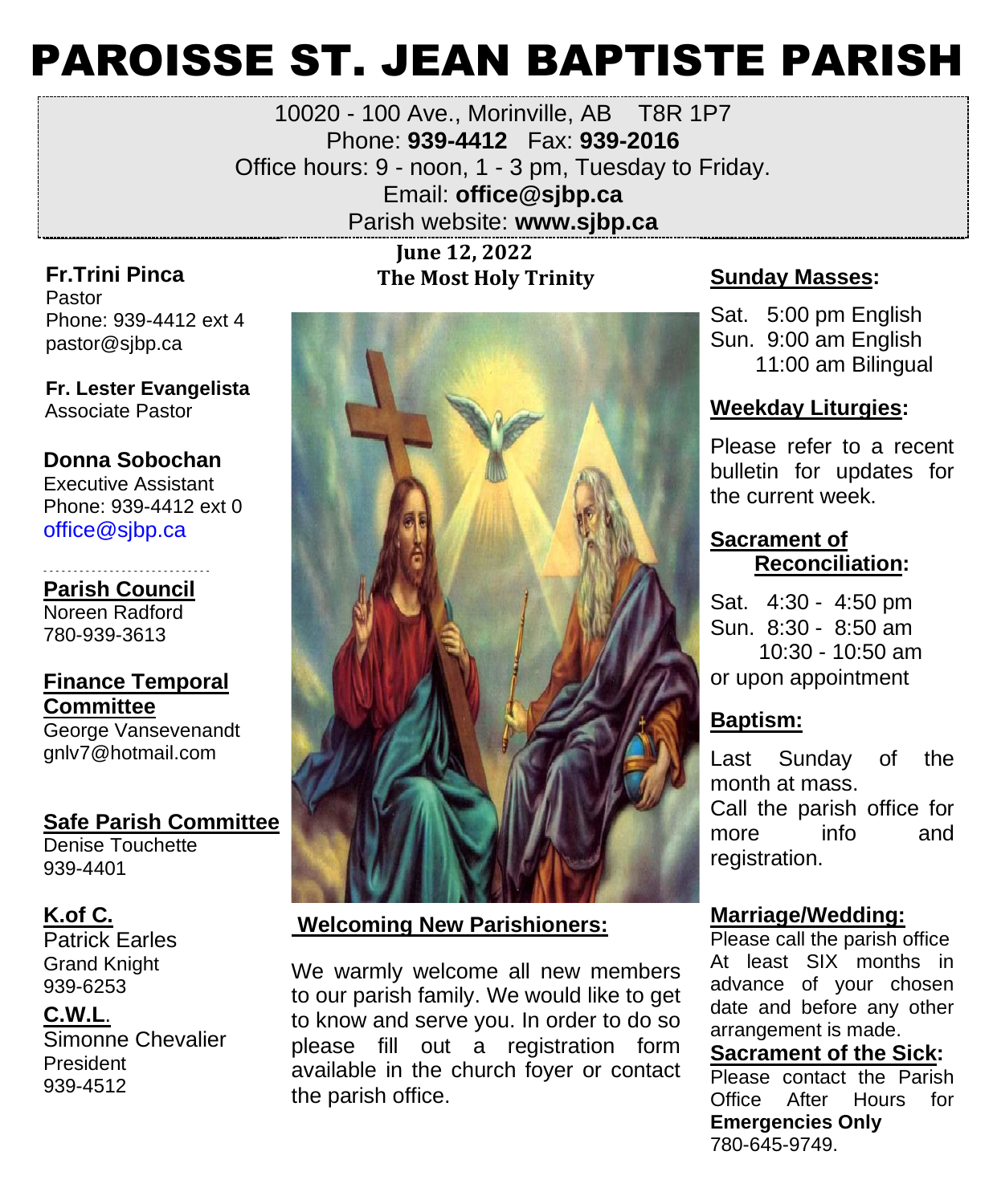# PAROISSE ST. JEAN BAPTISTE PARISH

10020 - 100 Ave., Morinville, AB T8R 1P7
Phone: **939-4412** Fax: **939-2016**
Office hours: 9 - noon, 1 - 3 pm, Tuesday to Friday.
Email: **office@sjbp.ca**
Parish website: **www.sjbp.ca**

**June 12, 2022**
**The Most Holy Trinity**

**Fr.Trini Pinca**
Pastor
Phone: 939-4412 ext 4
pastor@sjbp.ca

**Fr. Lester Evangelista**
Associate Pastor

**Donna Sobochan**
Executive Assistant
Phone: 939-4412 ext 0
office@sjbp.ca

**Parish Council**
Noreen Radford
780-939-3613

**Finance Temporal Committee**
George Vansevenandt
gnlv7@hotmail.com

**Safe Parish Committee**
Denise Touchette
939-4401

**K.of C.**
Patrick Earles
Grand Knight
939-6253

**C.W.L.**
Simonne Chevalier
President
939-4512

## Welcoming New Parishioners:

We warmly welcome all new members to our parish family. We would like to get to know and serve you. In order to do so please fill out a registration form available in the church foyer or contact the parish office.

## Sunday Masses:

Sat. 5:00 pm English
Sun. 9:00 am English
11:00 am Bilingual

## Weekday Liturgies:

Please refer to a recent bulletin for updates for the current week.

## Sacrament of Reconciliation:

Sat. 4:30 - 4:50 pm
Sun. 8:30 - 8:50 am
10:30 - 10:50 am
or upon appointment

## Baptism:

Last Sunday of the month at mass.
Call the parish office for more info and registration.

## Marriage/Wedding:

Please call the parish office At least SIX months in advance of your chosen date and before any other arrangement is made.

## Sacrament of the Sick:

Please contact the Parish Office After Hours for **Emergencies Only**
780-645-9749.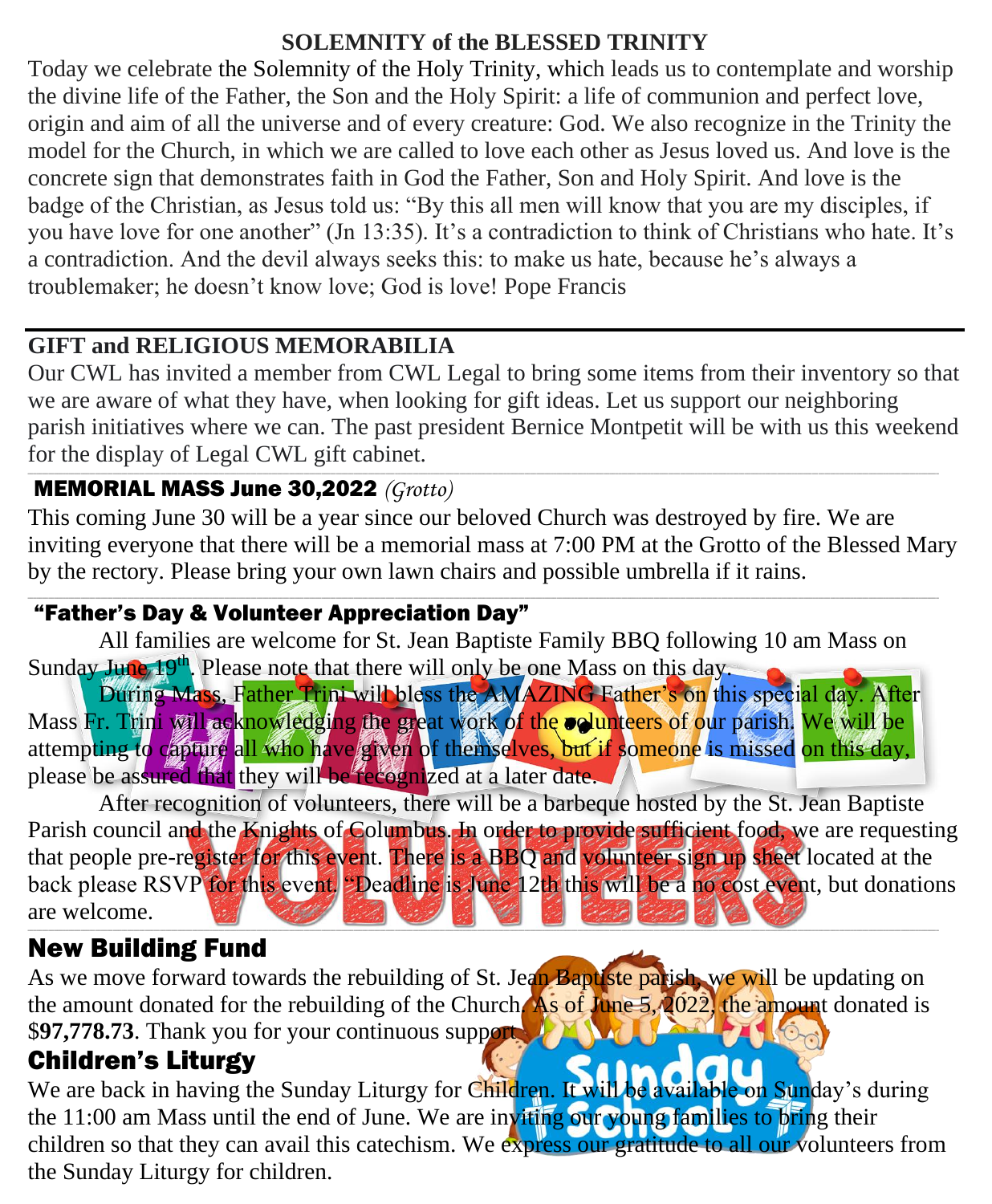## SOLEMNITY of the BLESSED TRINITY

Today we celebrate the Solemnity of the Holy Trinity, which leads us to contemplate and worship the divine life of the Father, the Son and the Holy Spirit: a life of communion and perfect love, origin and aim of all the universe and of every creature: God. We also recognize in the Trinity the model for the Church, in which we are called to love each other as Jesus loved us. And love is the concrete sign that demonstrates faith in God the Father, Son and Holy Spirit. And love is the badge of the Christian, as Jesus told us: "By this all men will know that you are my disciples, if you have love for one another" (Jn 13:35). It's a contradiction to think of Christians who hate. It's a contradiction. And the devil always seeks this: to make us hate, because he's always a troublemaker; he doesn't know love; God is love! Pope Francis

## GIFT and RELIGIOUS MEMORABILIA

Our CWL has invited a member from CWL Legal to bring some items from their inventory so that we are aware of what they have, when looking for gift ideas. Let us support our neighboring parish initiatives where we can. The past president Bernice Montpetit will be with us this weekend for the display of Legal CWL gift cabinet.

## MEMORIAL MASS June 30,2022 *(Grotto)*

This coming June 30 will be a year since our beloved Church was destroyed by fire. We are inviting everyone that there will be a memorial mass at 7:00 PM at the Grotto of the Blessed Mary by the rectory. Please bring your own lawn chairs and possible umbrella if it rains.

## "Father's Day & Volunteer Appreciation Day"

All families are welcome for St. Jean Baptiste Family BBQ following 10 am Mass on Sunday June 19th. Please note that there will only be one Mass on this day.

During Mass, Father Trini will bless the AMAZING Father's on this special day. After Mass Fr. Trini will acknowledging the great work of the volunteers of our parish. We will be attempting to capture all who have given of themselves, but if someone is missed on this day, please be assured that they will be recognized at a later date.

After recognition of volunteers, there will be a barbeque hosted by the St. Jean Baptiste Parish council and the Knights of Columbus. In order to provide sufficient food, we are requesting that people pre-register for this event. There is a BBQ and volunteer sign up sheet located at the back please RSVP for this event. "Deadline is June 12th this will be a no cost event, but donations are welcome.

## New Building Fund

As we move forward towards the rebuilding of St. Jean Baptiste parish, we will be updating on the amount donated for the rebuilding of the Church. As of June 5, 2022, the amount donated is $**97,778.73**. Thank you for your continuous support.

## Children's Liturgy

We are back in having the Sunday Liturgy for Children. It will be available on Sunday's during the 11:00 am Mass until the end of June. We are inviting our young families to bring their children so that they can avail this catechism. We express our gratitude to all our volunteers from the Sunday Liturgy for children.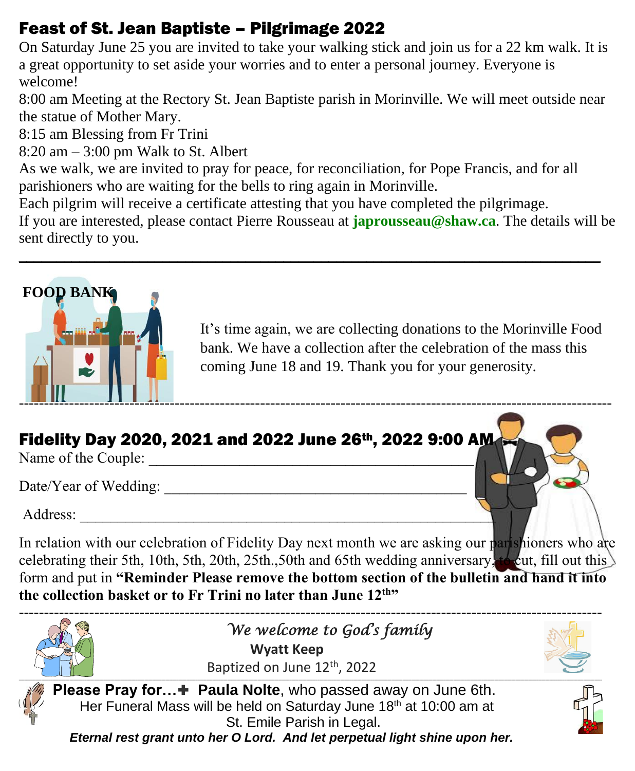## Feast of St. Jean Baptiste – Pilgrimage 2022

On Saturday June 25 you are invited to take your walking stick and join us for a 22 km walk. It is a great opportunity to set aside your worries and to enter a personal journey. Everyone is welcome!

8:00 am Meeting at the Rectory St. Jean Baptiste parish in Morinville. We will meet outside near the statue of Mother Mary.

8:15 am Blessing from Fr Trini

8:20 am – 3:00 pm Walk to St. Albert

As we walk, we are invited to pray for peace, for reconciliation, for Pope Francis, and for all parishioners who are waiting for the bells to ring again in Morinville.

Each pilgrim will receive a certificate attesting that you have completed the pilgrimage.

If you are interested, please contact Pierre Rousseau at **japrousseau@shaw.ca**. The details will be sent directly to you.

---

**FOOD BANK**

It's time again, we are collecting donations to the Morinville Food bank. We have a collection after the celebration of the mass this coming June 18 and 19. Thank you for your generosity.

---

## Fidelity Day 2020, 2021 and 2022 June 26th, 2022 9:00 AM

Name of the Couple: ___________________________________________

Date/Year of Wedding: ________________________________________

Address: ________________________________________________

In relation with our celebration of Fidelity Day next month we are asking our parishioners who are celebrating their 5th, 10th, 5th, 20th, 25th.,50th and 65th wedding anniversary, to cut, fill out this form and put in **"Reminder Please remove the bottom section of the bulletin and hand it into the collection basket or to Fr Trini no later than June 12th"**

---

*We welcome to God's family*

**Wyatt Keep**

Baptized on June 12th, 2022

---

**Please Pray for…✚ Paula Nolte**, who passed away on June 6th.

Her Funeral Mass will be held on Saturday June 18th at 10:00 am at St. Emile Parish in Legal.

***Eternal rest grant unto her O Lord. And let perpetual light shine upon her.***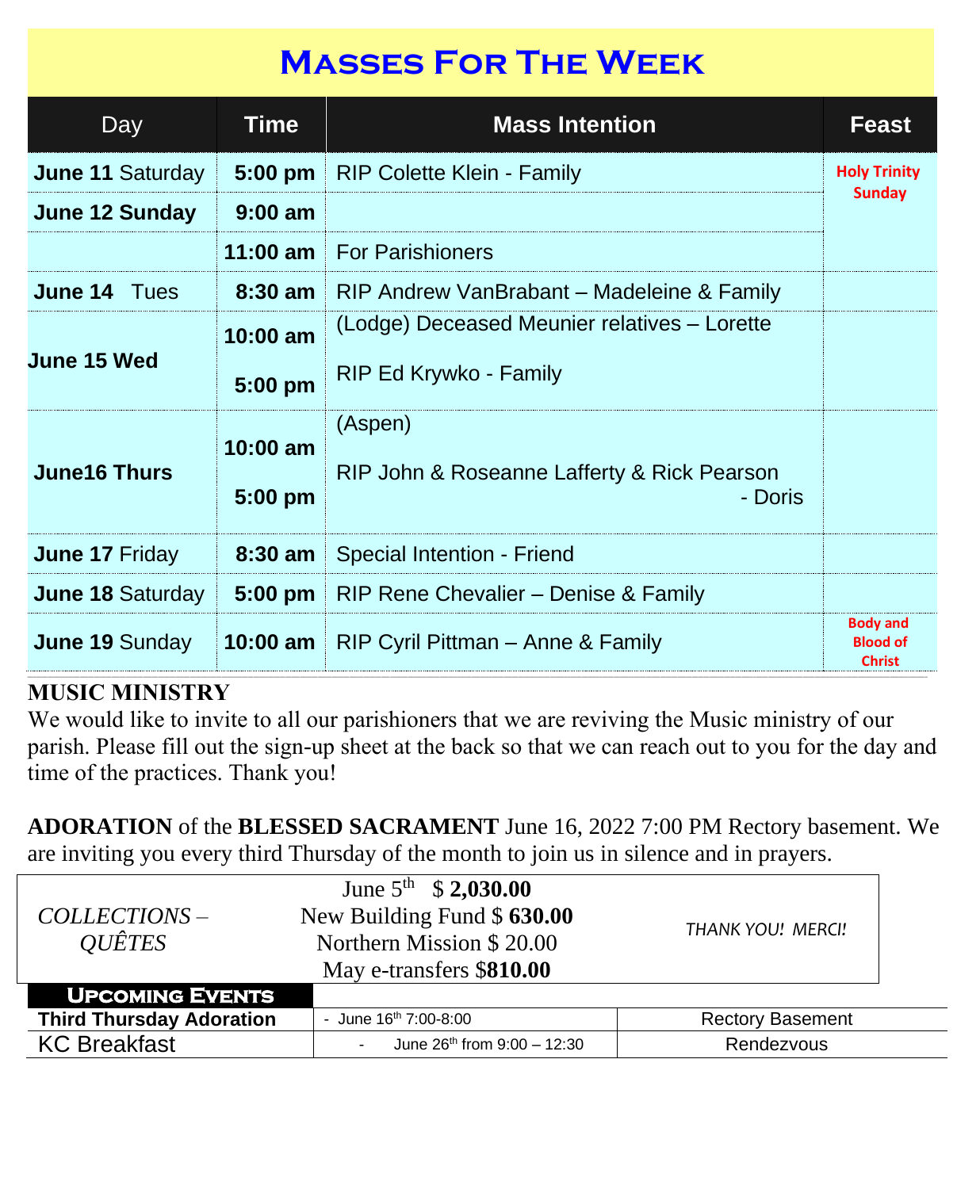# Masses For The Week

| Day | Time | Mass Intention | Feast |
|---|---|---|---|
| **June 11** Saturday | **5:00 pm** | RIP Colette Klein - Family | **Holy Trinity Sunday** |
| **June 12 Sunday** | **9:00 am** | | |
| | **11:00 am** | For Parishioners | |
| **June 14** Tues | **8:30 am** | RIP Andrew VanBrabant – Madeleine & Family | |
| **June 15 Wed** | **10:00 am** | (Lodge) Deceased Meunier relatives – Lorette | |
| | **5:00 pm** | RIP Ed Krywko - Family | |
| **June16 Thurs** | **10:00 am** | (Aspen) | |
| | **5:00 pm** | RIP John & Roseanne Lafferty & Rick Pearson - Doris | |
| **June 17** Friday | **8:30 am** | Special Intention - Friend | |
| **June 18** Saturday | **5:00 pm** | RIP Rene Chevalier – Denise & Family | |
| **June 19** Sunday | **10:00 am** | RIP Cyril Pittman – Anne & Family | **Body and Blood of Christ** |

**MUSIC MINISTRY**

We would like to invite to all our parishioners that we are reviving the Music ministry of our parish. Please fill out the sign-up sheet at the back so that we can reach out to you for the day and time of the practices. Thank you!

**ADORATION** of the **BLESSED SACRAMENT** June 16, 2022 7:00 PM Rectory basement. We are inviting you every third Thursday of the month to join us in silence and in prayers.

| | | |
|---|---|---|
| *COLLECTIONS – QUÊTES* | June 5th $ **2,030.00**<br>New Building Fund $ **630.00**<br>Northern Mission $ 20.00<br>May e-transfers $**810.00** | *THANK YOU! MERCI!* |

## Upcoming Events

| | | |
|---|---|---|
| **Third Thursday Adoration** | - June 16th 7:00-8:00 | Rectory Basement |
| KC Breakfast | - June 26th from 9:00 – 12:30 | Rendezvous |